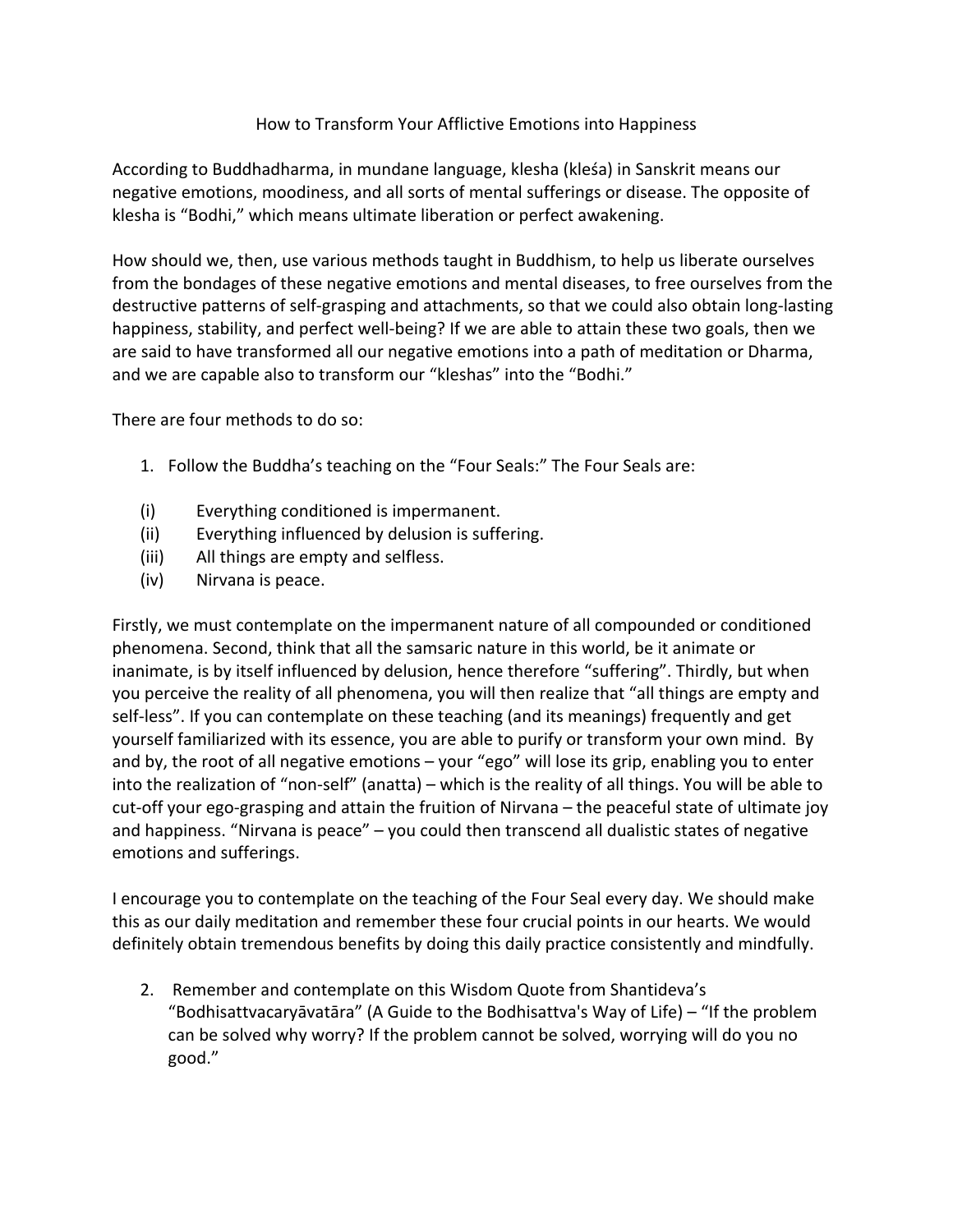# How to Transform Your Afflictive Emotions into Happiness

According to Buddhadharma, in mundane language, klesha (kleśa) in Sanskrit means our negative emotions, moodiness, and all sorts of mental sufferings or disease. The opposite of klesha is "Bodhi," which means ultimate liberation or perfect awakening.

How should we, then, use various methods taught in Buddhism, to help us liberate ourselves from the bondages of these negative emotions and mental diseases, to free ourselves from the destructive patterns of self-grasping and attachments, so that we could also obtain long-lasting happiness, stability, and perfect well-being? If we are able to attain these two goals, then we are said to have transformed all our negative emotions into a path of meditation or Dharma, and we are capable also to transform our "kleshas" into the "Bodhi."

There are four methods to do so:

1. Follow the Buddha's teaching on the "Four Seals:" The Four Seals are:

(i) Everything conditioned is impermanent.
(ii) Everything influenced by delusion is suffering.
(iii) All things are empty and selfless.
(iv) Nirvana is peace.

Firstly, we must contemplate on the impermanent nature of all compounded or conditioned phenomena. Second, think that all the samsaric nature in this world, be it animate or inanimate, is by itself influenced by delusion, hence therefore "suffering". Thirdly, but when you perceive the reality of all phenomena, you will then realize that "all things are empty and self-less". If you can contemplate on these teaching (and its meanings) frequently and get yourself familiarized with its essence, you are able to purify or transform your own mind. By and by, the root of all negative emotions – your "ego" will lose its grip, enabling you to enter into the realization of "non-self" (anatta) – which is the reality of all things. You will be able to cut-off your ego-grasping and attain the fruition of Nirvana – the peaceful state of ultimate joy and happiness. "Nirvana is peace" – you could then transcend all dualistic states of negative emotions and sufferings.

I encourage you to contemplate on the teaching of the Four Seal every day. We should make this as our daily meditation and remember these four crucial points in our hearts. We would definitely obtain tremendous benefits by doing this daily practice consistently and mindfully.

2. Remember and contemplate on this Wisdom Quote from Shantideva's "Bodhisattvacaryāvatāra" (A Guide to the Bodhisattva's Way of Life) – "If the problem can be solved why worry? If the problem cannot be solved, worrying will do you no good."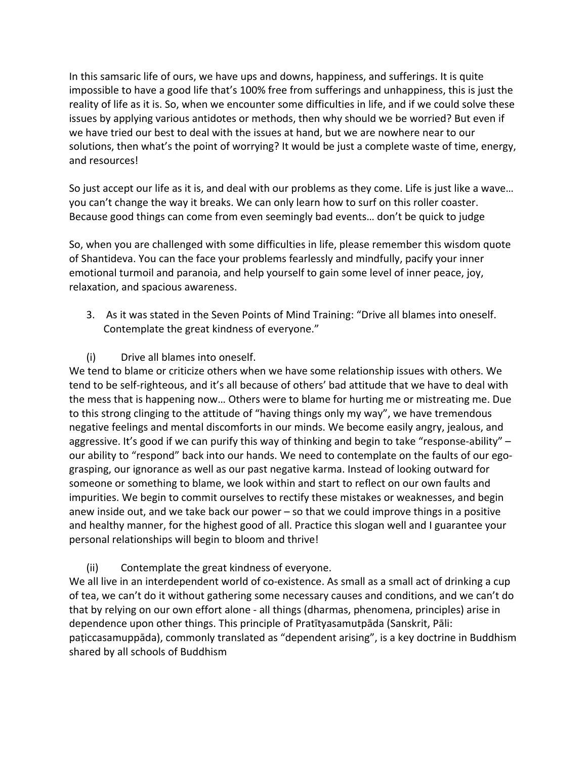In this samsaric life of ours, we have ups and downs, happiness, and sufferings. It is quite impossible to have a good life that's 100% free from sufferings and unhappiness, this is just the reality of life as it is. So, when we encounter some difficulties in life, and if we could solve these issues by applying various antidotes or methods, then why should we be worried? But even if we have tried our best to deal with the issues at hand, but we are nowhere near to our solutions, then what's the point of worrying? It would be just a complete waste of time, energy, and resources!

So just accept our life as it is, and deal with our problems as they come. Life is just like a wave… you can't change the way it breaks. We can only learn how to surf on this roller coaster. Because good things can come from even seemingly bad events… don't be quick to judge

So, when you are challenged with some difficulties in life, please remember this wisdom quote of Shantideva. You can the face your problems fearlessly and mindfully, pacify your inner emotional turmoil and paranoia, and help yourself to gain some level of inner peace, joy, relaxation, and spacious awareness.

3. As it was stated in the Seven Points of Mind Training: "Drive all blames into oneself. Contemplate the great kindness of everyone."

(i) Drive all blames into oneself.

We tend to blame or criticize others when we have some relationship issues with others. We tend to be self-righteous, and it's all because of others' bad attitude that we have to deal with the mess that is happening now… Others were to blame for hurting me or mistreating me. Due to this strong clinging to the attitude of "having things only my way", we have tremendous negative feelings and mental discomforts in our minds. We become easily angry, jealous, and aggressive. It's good if we can purify this way of thinking and begin to take "response-ability" – our ability to "respond" back into our hands. We need to contemplate on the faults of our ego-grasping, our ignorance as well as our past negative karma. Instead of looking outward for someone or something to blame, we look within and start to reflect on our own faults and impurities. We begin to commit ourselves to rectify these mistakes or weaknesses, and begin anew inside out, and we take back our power – so that we could improve things in a positive and healthy manner, for the highest good of all. Practice this slogan well and I guarantee your personal relationships will begin to bloom and thrive!

(ii) Contemplate the great kindness of everyone.

We all live in an interdependent world of co-existence. As small as a small act of drinking a cup of tea, we can't do it without gathering some necessary causes and conditions, and we can't do that by relying on our own effort alone - all things (dharmas, phenomena, principles) arise in dependence upon other things. This principle of Pratītyasamutpāda (Sanskrit, Pāli: paṭiccasamuppāda), commonly translated as "dependent arising", is a key doctrine in Buddhism shared by all schools of Buddhism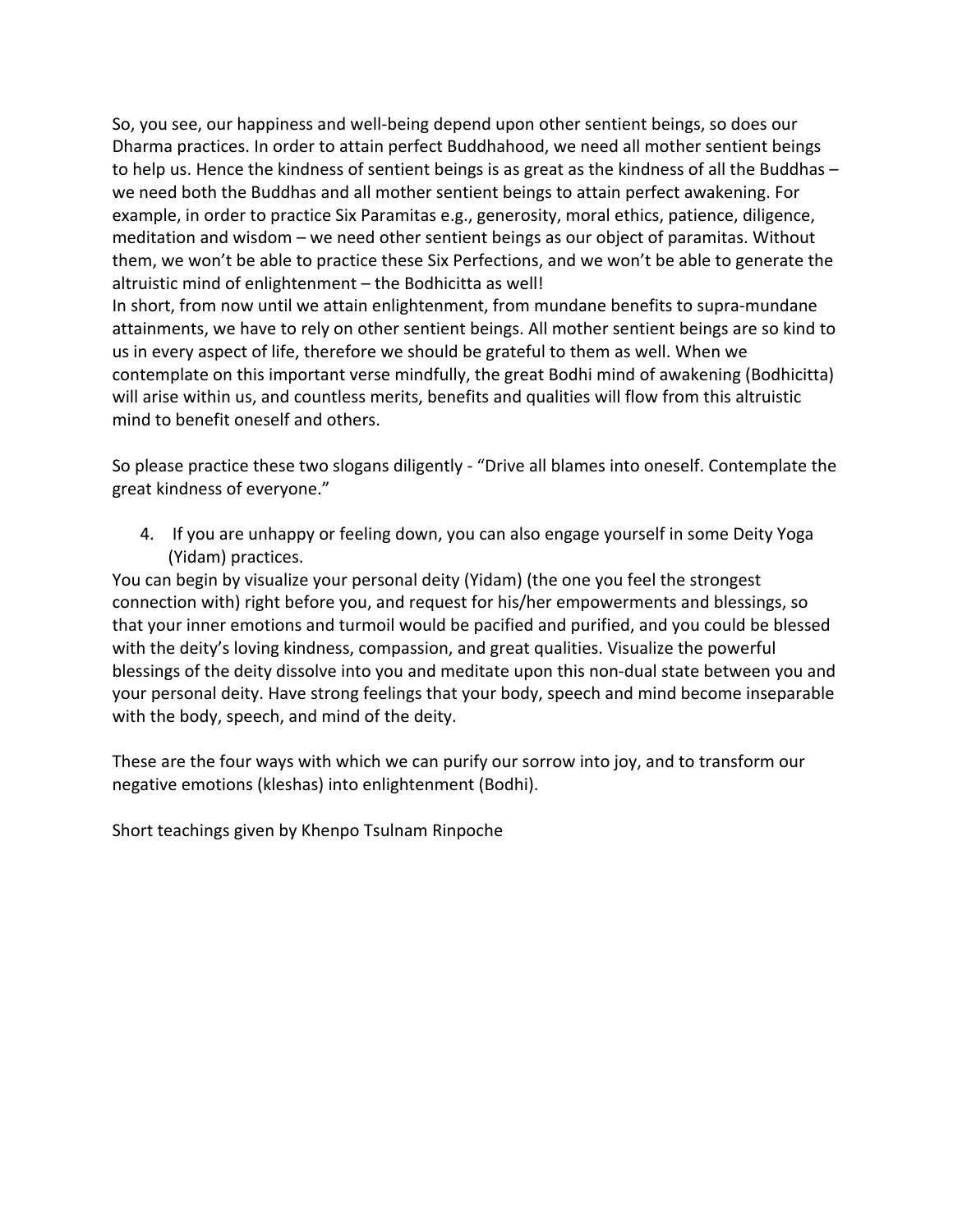So, you see, our happiness and well-being depend upon other sentient beings, so does our Dharma practices. In order to attain perfect Buddhahood, we need all mother sentient beings to help us. Hence the kindness of sentient beings is as great as the kindness of all the Buddhas – we need both the Buddhas and all mother sentient beings to attain perfect awakening. For example, in order to practice Six Paramitas e.g., generosity, moral ethics, patience, diligence, meditation and wisdom – we need other sentient beings as our object of paramitas. Without them, we won't be able to practice these Six Perfections, and we won't be able to generate the altruistic mind of enlightenment – the Bodhicitta as well!
In short, from now until we attain enlightenment, from mundane benefits to supra-mundane attainments, we have to rely on other sentient beings. All mother sentient beings are so kind to us in every aspect of life, therefore we should be grateful to them as well. When we contemplate on this important verse mindfully, the great Bodhi mind of awakening (Bodhicitta) will arise within us, and countless merits, benefits and qualities will flow from this altruistic mind to benefit oneself and others.

So please practice these two slogans diligently - "Drive all blames into oneself. Contemplate the great kindness of everyone."

4. If you are unhappy or feeling down, you can also engage yourself in some Deity Yoga (Yidam) practices.

You can begin by visualize your personal deity (Yidam) (the one you feel the strongest connection with) right before you, and request for his/her empowerments and blessings, so that your inner emotions and turmoil would be pacified and purified, and you could be blessed with the deity's loving kindness, compassion, and great qualities. Visualize the powerful blessings of the deity dissolve into you and meditate upon this non-dual state between you and your personal deity. Have strong feelings that your body, speech and mind become inseparable with the body, speech, and mind of the deity.

These are the four ways with which we can purify our sorrow into joy, and to transform our negative emotions (kleshas) into enlightenment (Bodhi).

Short teachings given by Khenpo Tsulnam Rinpoche